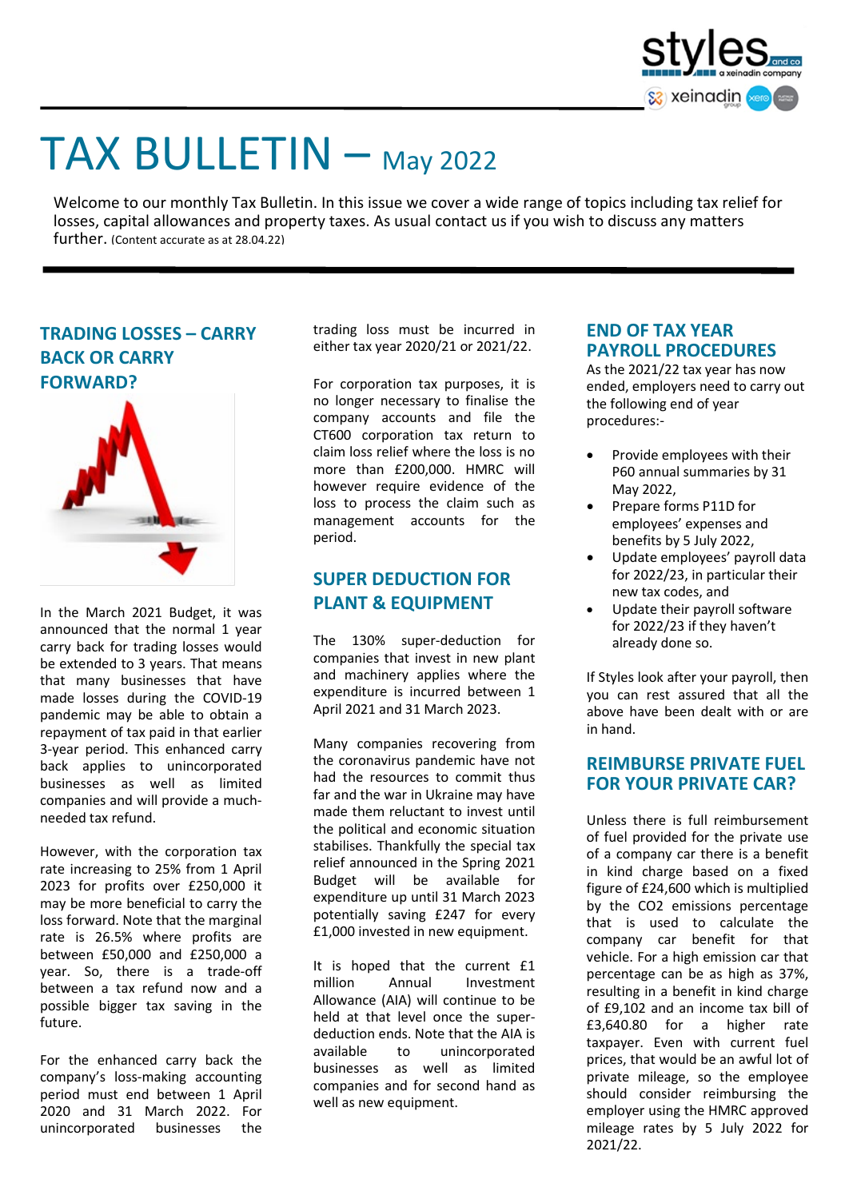# TAX BULLETIN – May 2022

Welcome to our monthly Tax Bulletin. In this issue we cover a wide range of topics including tax relief for losses, capital allowances and property taxes. As usual contact us if you wish to discuss any matters further. (Content accurate as at 28.04.22)

## TRADING LOSSES – CARRY BACK OR CARRY FORWARD?

In the March 2021 Budget, it was announced that the normal 1 year carry back for trading losses would be extended to 3 years. That means that many businesses that have made losses during the COVID-19 pandemic may be able to obtain a repayment of tax paid in that earlier 3-year period. This enhanced carry back applies to unincorporated businesses as well as limited companies and will provide a much-needed tax refund.

However, with the corporation tax rate increasing to 25% from 1 April 2023 for profits over £250,000 it may be more beneficial to carry the loss forward. Note that the marginal rate is 26.5% where profits are between £50,000 and £250,000 a year. So, there is a trade-off between a tax refund now and a possible bigger tax saving in the future.

For the enhanced carry back the company's loss-making accounting period must end between 1 April 2020 and 31 March 2022. For unincorporated businesses the trading loss must be incurred in either tax year 2020/21 or 2021/22.

For corporation tax purposes, it is no longer necessary to finalise the company accounts and file the CT600 corporation tax return to claim loss relief where the loss is no more than £200,000. HMRC will however require evidence of the loss to process the claim such as management accounts for the period.

## SUPER DEDUCTION FOR PLANT & EQUIPMENT

The 130% super-deduction for companies that invest in new plant and machinery applies where the expenditure is incurred between 1 April 2021 and 31 March 2023.

Many companies recovering from the coronavirus pandemic have not had the resources to commit thus far and the war in Ukraine may have made them reluctant to invest until the political and economic situation stabilises. Thankfully the special tax relief announced in the Spring 2021 Budget will be available for expenditure up until 31 March 2023 potentially saving £247 for every £1,000 invested in new equipment.

It is hoped that the current £1 million Annual Investment Allowance (AIA) will continue to be held at that level once the super-deduction ends. Note that the AIA is available to unincorporated businesses as well as limited companies and for second hand as well as new equipment.

## END OF TAX YEAR PAYROLL PROCEDURES

As the 2021/22 tax year has now ended, employers need to carry out the following end of year procedures:-

- Provide employees with their P60 annual summaries by 31 May 2022,
- Prepare forms P11D for employees' expenses and benefits by 5 July 2022,
- Update employees' payroll data for 2022/23, in particular their new tax codes, and
- Update their payroll software for 2022/23 if they haven't already done so.

If Styles look after your payroll, then you can rest assured that all the above have been dealt with or are in hand.

## REIMBURSE PRIVATE FUEL FOR YOUR PRIVATE CAR?

Unless there is full reimbursement of fuel provided for the private use of a company car there is a benefit in kind charge based on a fixed figure of £24,600 which is multiplied by the CO2 emissions percentage that is used to calculate the company car benefit for that vehicle. For a high emission car that percentage can be as high as 37%, resulting in a benefit in kind charge of £9,102 and an income tax bill of £3,640.80 for a higher rate taxpayer. Even with current fuel prices, that would be an awful lot of private mileage, so the employee should consider reimbursing the employer using the HMRC approved mileage rates by 5 July 2022 for 2021/22.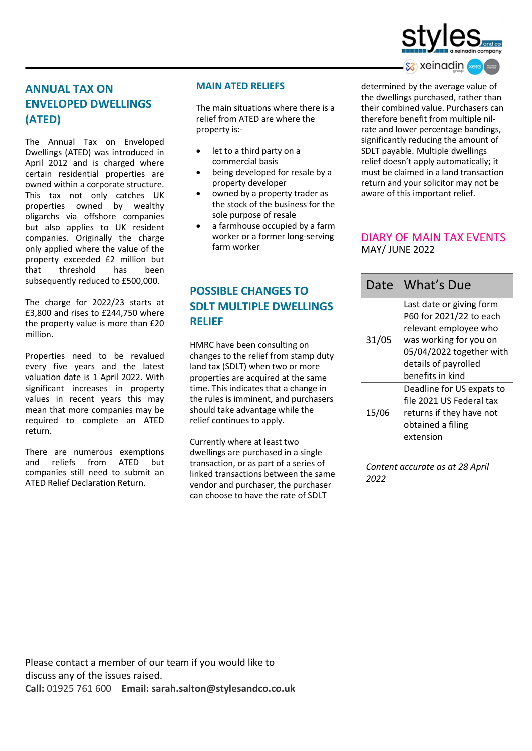## ANNUAL TAX ON ENVELOPED DWELLINGS (ATED)

The Annual Tax on Enveloped Dwellings (ATED) was introduced in April 2012 and is charged where certain residential properties are owned within a corporate structure. This tax not only catches UK properties owned by wealthy oligarchs via offshore companies but also applies to UK resident companies. Originally the charge only applied where the value of the property exceeded £2 million but that threshold has been subsequently reduced to £500,000.

The charge for 2022/23 starts at £3,800 and rises to £244,750 where the property value is more than £20 million.

Properties need to be revalued every five years and the latest valuation date is 1 April 2022. With significant increases in property values in recent years this may mean that more companies may be required to complete an ATED return.

There are numerous exemptions and reliefs from ATED but companies still need to submit an ATED Relief Declaration Return.

### MAIN ATED RELIEFS

The main situations where there is a relief from ATED are where the property is:-

- let to a third party on a commercial basis
- being developed for resale by a property developer
- owned by a property trader as the stock of the business for the sole purpose of resale
- a farmhouse occupied by a farm worker or a former long-serving farm worker

## POSSIBLE CHANGES TO SDLT MULTIPLE DWELLINGS RELIEF

HMRC have been consulting on changes to the relief from stamp duty land tax (SDLT) when two or more properties are acquired at the same time. This indicates that a change in the rules is imminent, and purchasers should take advantage while the relief continues to apply.

Currently where at least two dwellings are purchased in a single transaction, or as part of a series of linked transactions between the same vendor and purchaser, the purchaser can choose to have the rate of SDLT determined by the average value of the dwellings purchased, rather than their combined value. Purchasers can therefore benefit from multiple nil-rate and lower percentage bandings, significantly reducing the amount of SDLT payable. Multiple dwellings relief doesn't apply automatically; it must be claimed in a land transaction return and your solicitor may not be aware of this important relief.

## DIARY OF MAIN TAX EVENTS

MAY/ JUNE 2022

| Date | What's Due |
|---|---|
| 31/05 | Last date or giving form P60 for 2021/22 to each relevant employee who was working for you on 05/04/2022 together with details of payrolled benefits in kind |
| 15/06 | Deadline for US expats to file 2021 US Federal tax returns if they have not obtained a filing extension |

*Content accurate as at 28 April 2022*

Please contact a member of our team if you would like to discuss any of the issues raised.

**Call:** 01925 761 600 **Email: sarah.salton@stylesandco.co.uk**